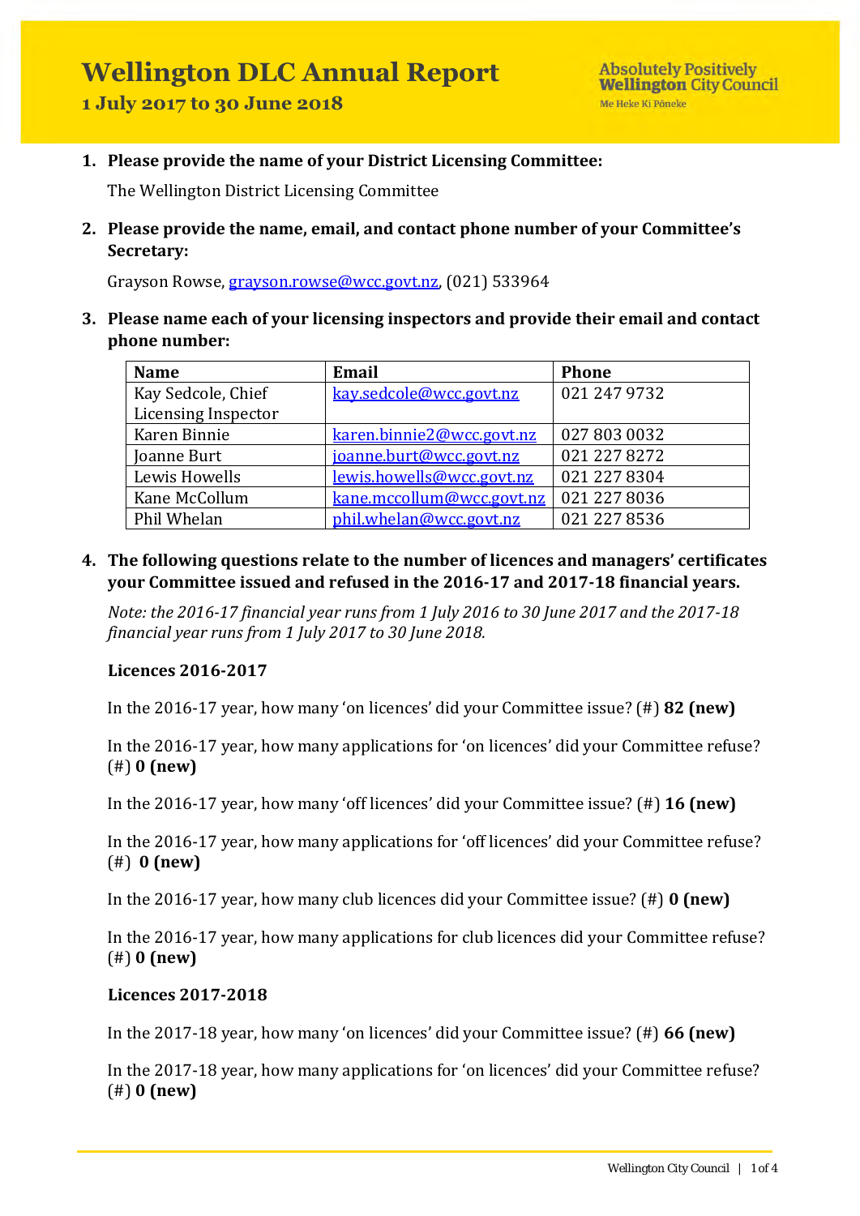# Wellington DLC Annual Report

## 1 July 2017 to 30 June 2018

Absolutely Positively **Wellington** City Council
Me Heke Ki Pōneke

1. **Please provide the name of your District Licensing Committee:**

   The Wellington District Licensing Committee

2. **Please provide the name, email, and contact phone number of your Committee's Secretary:**

   Grayson Rowse, grayson.rowse@wcc.govt.nz, (021) 533964

3. **Please name each of your licensing inspectors and provide their email and contact phone number:**

| Name | Email | Phone |
|---|---|---|
| Kay Sedcole, Chief Licensing Inspector | kay.sedcole@wcc.govt.nz | 021 247 9732 |
| Karen Binnie | karen.binnie2@wcc.govt.nz | 027 803 0032 |
| Joanne Burt | joanne.burt@wcc.govt.nz | 021 227 8272 |
| Lewis Howells | lewis.howells@wcc.govt.nz | 021 227 8304 |
| Kane McCollum | kane.mccollum@wcc.govt.nz | 021 227 8036 |
| Phil Whelan | phil.whelan@wcc.govt.nz | 021 227 8536 |

4. **The following questions relate to the number of licences and managers' certificates your Committee issued and refused in the 2016-17 and 2017-18 financial years.**

   *Note: the 2016-17 financial year runs from 1 July 2016 to 30 June 2017 and the 2017-18 financial year runs from 1 July 2017 to 30 June 2018.*

   **Licences 2016-2017**

   In the 2016-17 year, how many 'on licences' did your Committee issue? (#) **82 (new)**

   In the 2016-17 year, how many applications for 'on licences' did your Committee refuse? (#) **0 (new)**

   In the 2016-17 year, how many 'off licences' did your Committee issue? (#) **16 (new)**

   In the 2016-17 year, how many applications for 'off licences' did your Committee refuse? (#) **0 (new)**

   In the 2016-17 year, how many club licences did your Committee issue? (#) **0 (new)**

   In the 2016-17 year, how many applications for club licences did your Committee refuse? (#) **0 (new)**

   **Licences 2017-2018**

   In the 2017-18 year, how many 'on licences' did your Committee issue? (#) **66 (new)**

   In the 2017-18 year, how many applications for 'on licences' did your Committee refuse? (#) **0 (new)**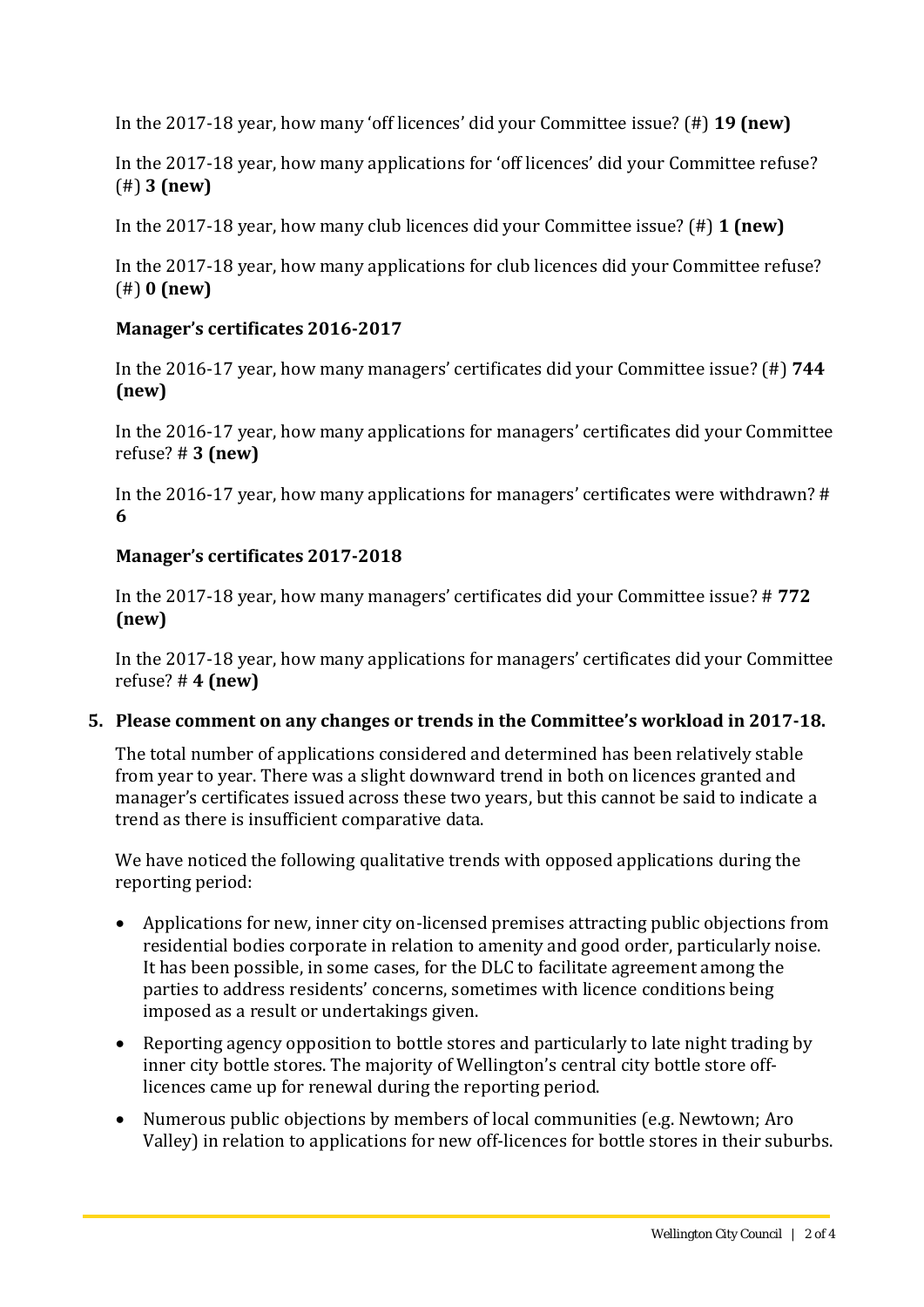In the 2017-18 year, how many 'off licences' did your Committee issue? (#) **19 (new)**

In the 2017-18 year, how many applications for 'off licences' did your Committee refuse? (#) **3 (new)**

In the 2017-18 year, how many club licences did your Committee issue? (#) **1 (new)**

In the 2017-18 year, how many applications for club licences did your Committee refuse? (#) **0 (new)**

**Manager's certificates 2016-2017**

In the 2016-17 year, how many managers' certificates did your Committee issue? (#) **744 (new)**

In the 2016-17 year, how many applications for managers' certificates did your Committee refuse? # **3 (new)**

In the 2016-17 year, how many applications for managers' certificates were withdrawn? # **6**

**Manager's certificates 2017-2018**

In the 2017-18 year, how many managers' certificates did your Committee issue? # **772 (new)**

In the 2017-18 year, how many applications for managers' certificates did your Committee refuse? # **4 (new)**

5. **Please comment on any changes or trends in the Committee's workload in 2017-18.**

The total number of applications considered and determined has been relatively stable from year to year. There was a slight downward trend in both on licences granted and manager's certificates issued across these two years, but this cannot be said to indicate a trend as there is insufficient comparative data.

We have noticed the following qualitative trends with opposed applications during the reporting period:

- Applications for new, inner city on-licensed premises attracting public objections from residential bodies corporate in relation to amenity and good order, particularly noise. It has been possible, in some cases, for the DLC to facilitate agreement among the parties to address residents' concerns, sometimes with licence conditions being imposed as a result or undertakings given.
- Reporting agency opposition to bottle stores and particularly to late night trading by inner city bottle stores. The majority of Wellington's central city bottle store off-licences came up for renewal during the reporting period.
- Numerous public objections by members of local communities (e.g. Newtown; Aro Valley) in relation to applications for new off-licences for bottle stores in their suburbs.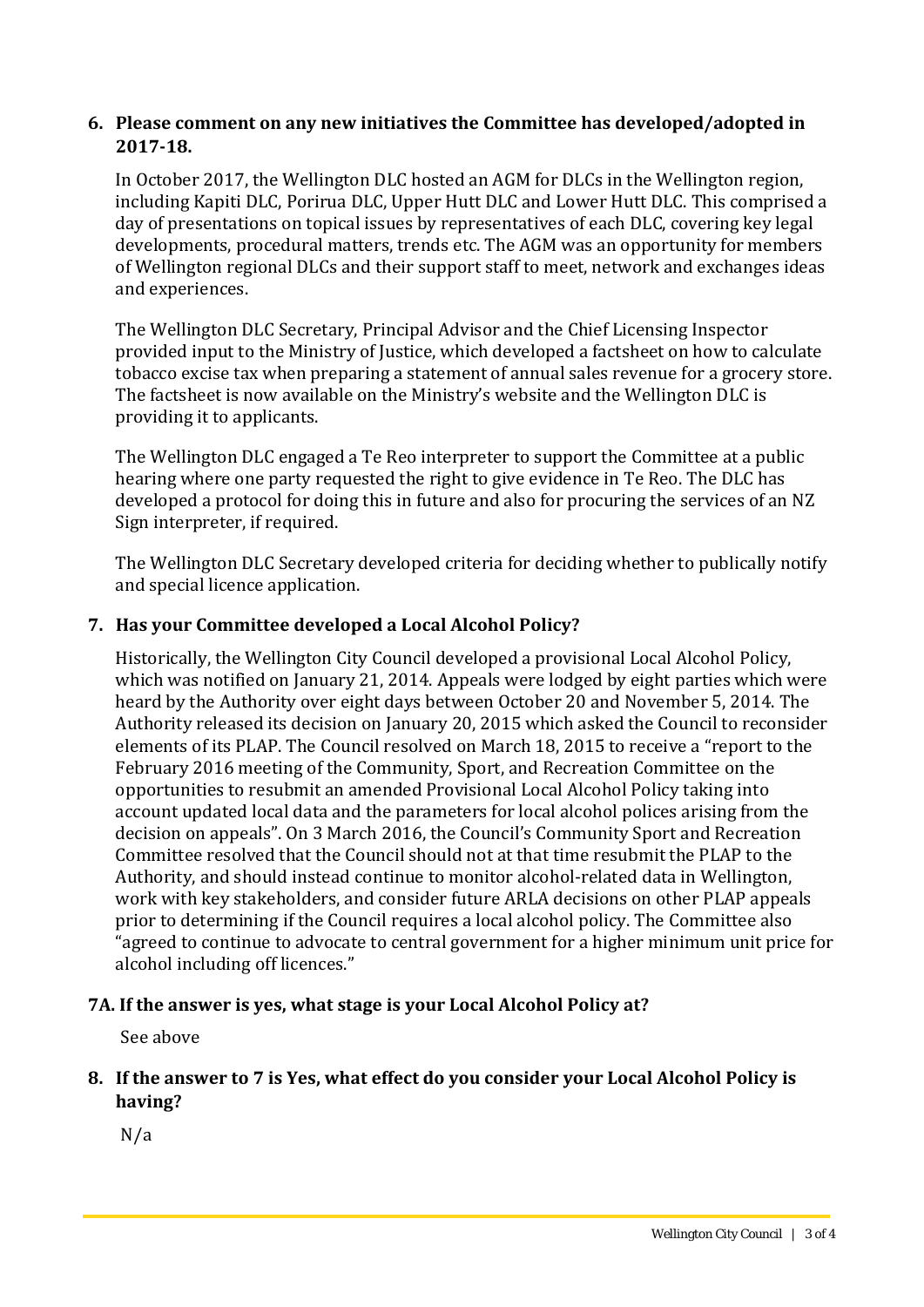**6. Please comment on any new initiatives the Committee has developed/adopted in 2017-18.**

In October 2017, the Wellington DLC hosted an AGM for DLCs in the Wellington region, including Kapiti DLC, Porirua DLC, Upper Hutt DLC and Lower Hutt DLC. This comprised a day of presentations on topical issues by representatives of each DLC, covering key legal developments, procedural matters, trends etc. The AGM was an opportunity for members of Wellington regional DLCs and their support staff to meet, network and exchanges ideas and experiences.

The Wellington DLC Secretary, Principal Advisor and the Chief Licensing Inspector provided input to the Ministry of Justice, which developed a factsheet on how to calculate tobacco excise tax when preparing a statement of annual sales revenue for a grocery store. The factsheet is now available on the Ministry's website and the Wellington DLC is providing it to applicants.

The Wellington DLC engaged a Te Reo interpreter to support the Committee at a public hearing where one party requested the right to give evidence in Te Reo. The DLC has developed a protocol for doing this in future and also for procuring the services of an NZ Sign interpreter, if required.

The Wellington DLC Secretary developed criteria for deciding whether to publically notify and special licence application.

**7. Has your Committee developed a Local Alcohol Policy?**

Historically, the Wellington City Council developed a provisional Local Alcohol Policy, which was notified on January 21, 2014. Appeals were lodged by eight parties which were heard by the Authority over eight days between October 20 and November 5, 2014. The Authority released its decision on January 20, 2015 which asked the Council to reconsider elements of its PLAP. The Council resolved on March 18, 2015 to receive a "report to the February 2016 meeting of the Community, Sport, and Recreation Committee on the opportunities to resubmit an amended Provisional Local Alcohol Policy taking into account updated local data and the parameters for local alcohol polices arising from the decision on appeals". On 3 March 2016, the Council's Community Sport and Recreation Committee resolved that the Council should not at that time resubmit the PLAP to the Authority, and should instead continue to monitor alcohol-related data in Wellington, work with key stakeholders, and consider future ARLA decisions on other PLAP appeals prior to determining if the Council requires a local alcohol policy. The Committee also "agreed to continue to advocate to central government for a higher minimum unit price for alcohol including off licences."

**7A. If the answer is yes, what stage is your Local Alcohol Policy at?**

See above

**8. If the answer to 7 is Yes, what effect do you consider your Local Alcohol Policy is having?**

N/a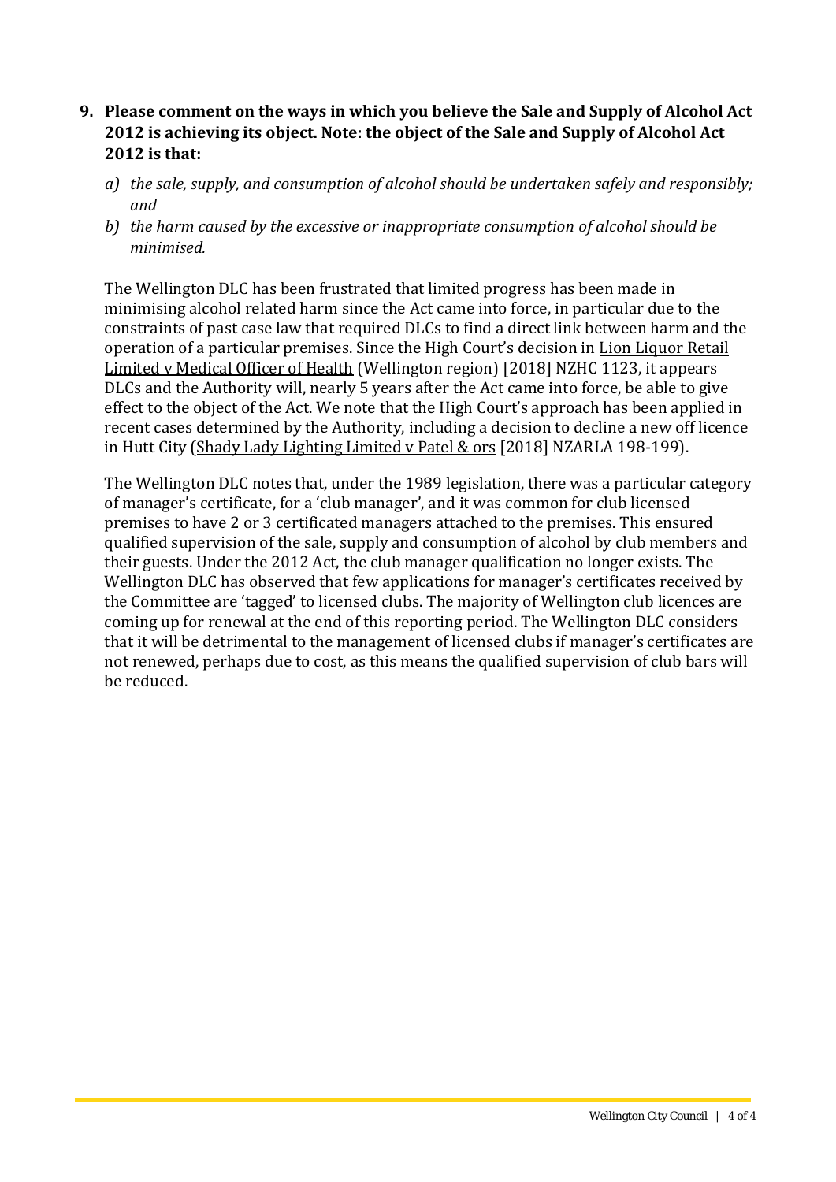9. **Please comment on the ways in which you believe the Sale and Supply of Alcohol Act 2012 is achieving its object. Note: the object of the Sale and Supply of Alcohol Act 2012 is that:**

   a) *the sale, supply, and consumption of alcohol should be undertaken safely and responsibly; and*

   b) *the harm caused by the excessive or inappropriate consumption of alcohol should be minimised.*

   The Wellington DLC has been frustrated that limited progress has been made in minimising alcohol related harm since the Act came into force, in particular due to the constraints of past case law that required DLCs to find a direct link between harm and the operation of a particular premises. Since the High Court's decision in Lion Liquor Retail Limited v Medical Officer of Health (Wellington region) [2018] NZHC 1123, it appears DLCs and the Authority will, nearly 5 years after the Act came into force, be able to give effect to the object of the Act. We note that the High Court's approach has been applied in recent cases determined by the Authority, including a decision to decline a new off licence in Hutt City (Shady Lady Lighting Limited v Patel & ors [2018] NZARLA 198-199).

   The Wellington DLC notes that, under the 1989 legislation, there was a particular category of manager's certificate, for a 'club manager', and it was common for club licensed premises to have 2 or 3 certificated managers attached to the premises. This ensured qualified supervision of the sale, supply and consumption of alcohol by club members and their guests. Under the 2012 Act, the club manager qualification no longer exists. The Wellington DLC has observed that few applications for manager's certificates received by the Committee are 'tagged' to licensed clubs. The majority of Wellington club licences are coming up for renewal at the end of this reporting period. The Wellington DLC considers that it will be detrimental to the management of licensed clubs if manager's certificates are not renewed, perhaps due to cost, as this means the qualified supervision of club bars will be reduced.